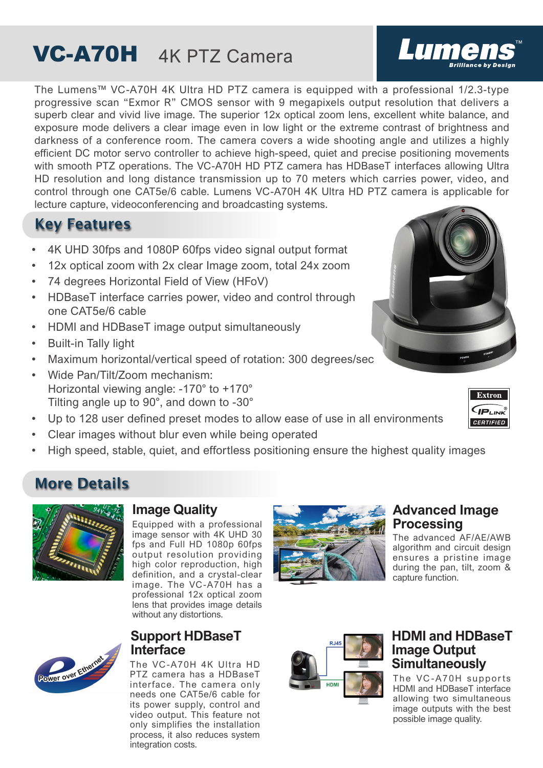# VC-A70H 4K PTZ Camera

The Lumens™ VC-A70H 4K Ultra HD PTZ camera is equipped with a professional 1/2.3-type progressive scan "Exmor R" CMOS sensor with 9 megapixels output resolution that delivers a superb clear and vivid live image. The superior 12x optical zoom lens, excellent white balance, and exposure mode delivers a clear image even in low light or the extreme contrast of brightness and darkness of a conference room. The camera covers a wide shooting angle and utilizes a highly efficient DC motor servo controller to achieve high-speed, quiet and precise positioning movements with smooth PTZ operations. The VC-A70H HD PTZ camera has HDBaseT interfaces allowing Ultra HD resolution and long distance transmission up to 70 meters which carries power, video, and control through one CAT5e/6 cable. Lumens VC-A70H 4K Ultra HD PTZ camera is applicable for lecture capture, videoconferencing and broadcasting systems.

## Key Features

- 4K UHD 30fps and 1080P 60fps video signal output format
- 12x optical zoom with 2x clear Image zoom, total 24x zoom
- 74 degrees Horizontal Field of View (HFoV)
- HDBaseT interface carries power, video and control through one CAT5e/6 cable
- HDMI and HDBaseT image output simultaneously
- Built-in Tally light
- Maximum horizontal/vertical speed of rotation: 300 degrees/sec
- Wide Pan/Tilt/Zoom mechanism:
  Horizontal viewing angle: -170° to +170°
  Tilting angle up to 90°, and down to -30°
- Up to 128 user defined preset modes to allow ease of use in all environments
- Clear images without blur even while being operated
- High speed, stable, quiet, and effortless positioning ensure the highest quality images

## More Details

### Image Quality

Equipped with a professional image sensor with 4K UHD 30 fps and Full HD 1080p 60fps output resolution providing high color reproduction, high definition, and a crystal-clear image. The VC-A70H has a professional 12x optical zoom lens that provides image details without any distortions.

### Advanced Image Processing

The advanced AF/AE/AWB algorithm and circuit design ensures a pristine image during the pan, tilt, zoom & capture function.

### Support HDBaseT Interface

The VC-A70H 4K Ultra HD PTZ camera has a HDBaseT interface. The camera only needs one CAT5e/6 cable for its power supply, control and video output. This feature not only simplifies the installation process, it also reduces system integration costs.

### HDMI and HDBaseT Image Output Simultaneously

The VC-A70H supports HDMI and HDBaseT interface allowing two simultaneous image outputs with the best possible image quality.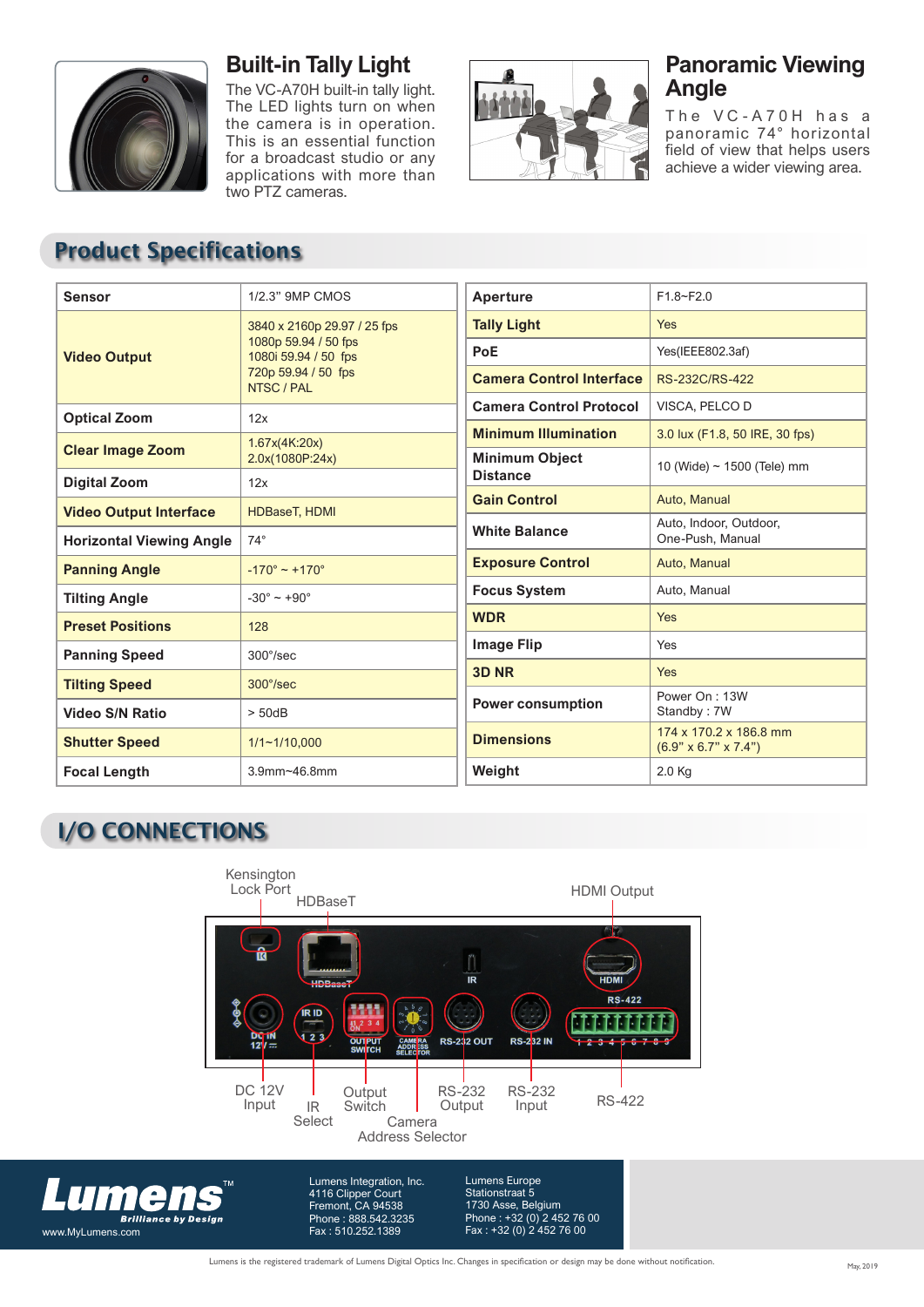## Built-in Tally Light

The VC-A70H built-in tally light. The LED lights turn on when the camera is in operation. This is an essential function for a broadcast studio or any applications with more than two PTZ cameras.

## Panoramic Viewing Angle

The VC-A70H has a panoramic 74° horizontal field of view that helps users achieve a wider viewing area.

## Product Specifications

| | |
|---|---|
| **Sensor** | 1/2.3" 9MP CMOS |
| **Video Output** | 3840 x 2160p 29.97 / 25 fps<br>1080p 59.94 / 50 fps<br>1080i 59.94 / 50 fps<br>720p 59.94 / 50 fps<br>NTSC / PAL |
| **Optical Zoom** | 12x |
| **Clear Image Zoom** | 1.67x(4K:20x)<br>2.0x(1080P:24x) |
| **Digital Zoom** | 12x |
| **Video Output Interface** | HDBaseT, HDMI |
| **Horizontal Viewing Angle** | 74° |
| **Panning Angle** | -170° ~ +170° |
| **Tilting Angle** | -30° ~ +90° |
| **Preset Positions** | 128 |
| **Panning Speed** | 300°/sec |
| **Tilting Speed** | 300°/sec |
| **Video S/N Ratio** | > 50dB |
| **Shutter Speed** | 1/1~1/10,000 |
| **Focal Length** | 3.9mm~46.8mm |

| | |
|---|---|
| **Aperture** | F1.8~F2.0 |
| **Tally Light** | Yes |
| **PoE** | Yes(IEEE802.3af) |
| **Camera Control Interface** | RS-232C/RS-422 |
| **Camera Control Protocol** | VISCA, PELCO D |
| **Minimum Illumination** | 3.0 lux (F1.8, 50 IRE, 30 fps) |
| **Minimum Object Distance** | 10 (Wide) ~ 1500 (Tele) mm |
| **Gain Control** | Auto, Manual |
| **White Balance** | Auto, Indoor, Outdoor, One-Push, Manual |
| **Exposure Control** | Auto, Manual |
| **Focus System** | Auto, Manual |
| **WDR** | Yes |
| **Image Flip** | Yes |
| **3D NR** | Yes |
| **Power consumption** | Power On : 13W<br>Standby : 7W |
| **Dimensions** | 174 x 170.2 x 186.8 mm<br>(6.9" x 6.7" x 7.4") |
| **Weight** | 2.0 Kg |

## I/O CONNECTIONS

Kensington Lock Port
HDBaseT
HDMI Output
DC 12V Input
IR Select
Output Switch
Camera Address Selector
RS-232 Output
RS-232 Input
RS-422

**Lumens™** Brilliance by Design
www.MyLumens.com

Lumens Integration, Inc.
4116 Clipper Court
Fremont, CA 94538
Phone : 888.542.3235
Fax : 510.252.1389

Lumens Europe
Stationstraat 5
1730 Asse, Belgium
Phone : +32 (0) 2 452 76 00
Fax : +32 (0) 2 452 76 00

Lumens is the registered trademark of Lumens Digital Optics Inc. Changes in specification or design may be done without notification.

May, 2019